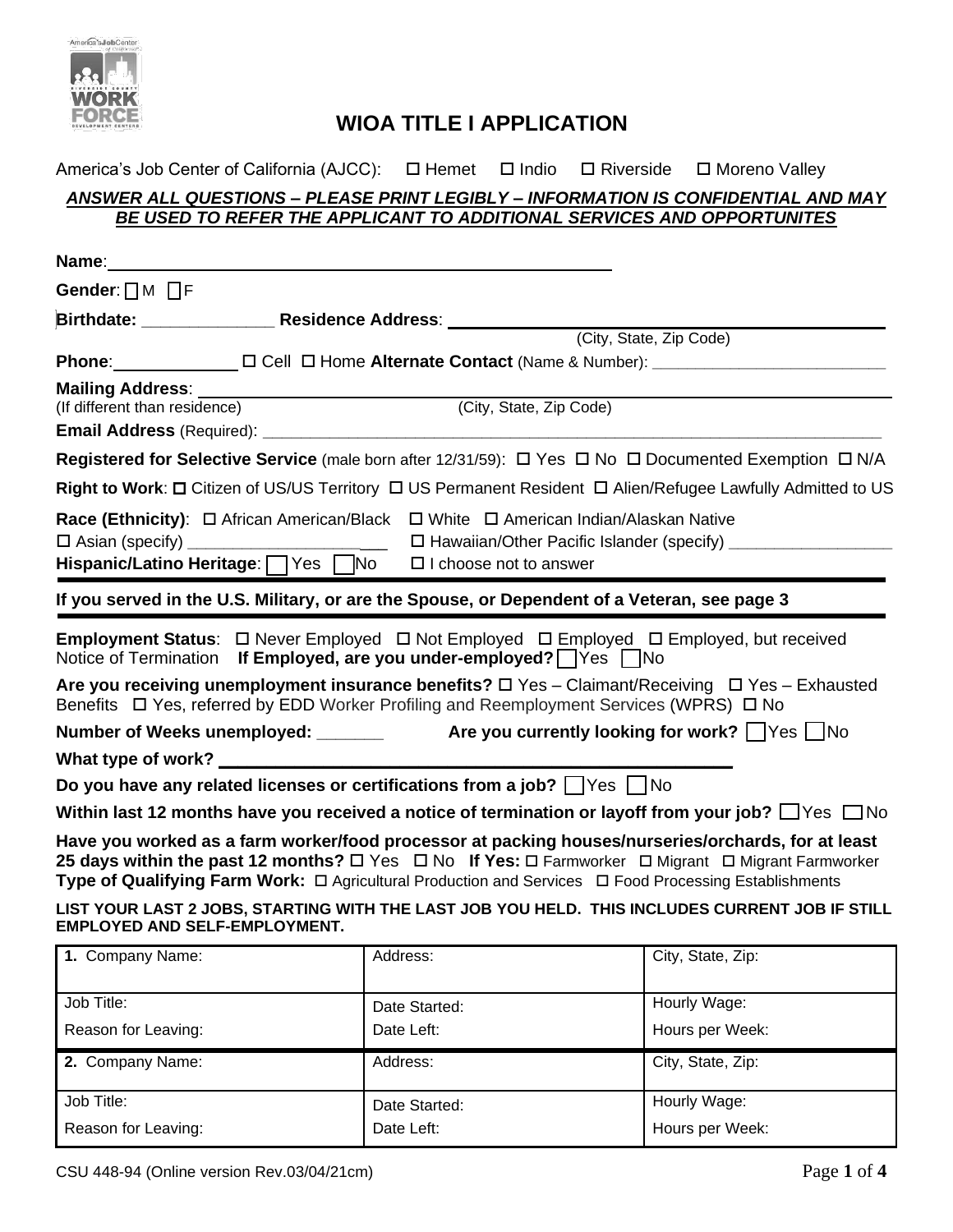# WIOA TITLE I APPLICATION

America's Job Center of California (AJCC): ☐ Hemet ☐ Indio ☐ Riverside ☐ Moreno Valley

***ANSWER ALL QUESTIONS – PLEASE PRINT LEGIBLY – INFORMATION IS CONFIDENTIAL AND MAY BE USED TO REFER THE APPLICANT TO ADDITIONAL SERVICES AND OPPORTUNITES***

**Name**: ______________________________

**Gender**: ☐ M ☐ F

**Birthdate:** ______________ **Residence Address**: ______________________________
(City, State, Zip Code)

**Phone**: _____________ ☐ Cell ☐ Home **Alternate Contact** (Name & Number): __________________________

**Mailing Address**: ______________________________
(If different than residence) (City, State, Zip Code)

**Email Address** (Required): ______________________________

**Registered for Selective Service** (male born after 12/31/59): ☐ Yes ☐ No ☐ Documented Exemption ☐ N/A

**Right to Work**: ☐ Citizen of US/US Territory ☐ US Permanent Resident ☐ Alien/Refugee Lawfully Admitted to US

**Race (Ethnicity)**: ☐ African American/Black ☐ White ☐ American Indian/Alaskan Native
☐ Asian (specify) ______________________ ☐ Hawaiian/Other Pacific Islander (specify) __________________
**Hispanic/Latino Heritage**: ☐ Yes ☐ No ☐ I choose not to answer

**If you served in the U.S. Military, or are the Spouse, or Dependent of a Veteran, see page 3**

**Employment Status**: ☐ Never Employed ☐ Not Employed ☐ Employed ☐ Employed, but received Notice of Termination **If Employed, are you under-employed?** ☐ Yes ☐ No

**Are you receiving unemployment insurance benefits?** ☐ Yes – Claimant/Receiving ☐ Yes – Exhausted Benefits ☐ Yes, referred by EDD Worker Profiling and Reemployment Services (WPRS) ☐ No

**Number of Weeks unemployed: _______** **Are you currently looking for work?** ☐ Yes ☐ No

**What type of work?** ______________________________

**Do you have any related licenses or certifications from a job?** ☐ Yes ☐ No

**Within last 12 months have you received a notice of termination or layoff from your job?** ☐ Yes ☐ No

**Have you worked as a farm worker/food processor at packing houses/nurseries/orchards, for at least 25 days within the past 12 months?** ☐ Yes ☐ No **If Yes:** ☐ Farmworker ☐ Migrant ☐ Migrant Farmworker
**Type of Qualifying Farm Work:** ☐ Agricultural Production and Services ☐ Food Processing Establishments

**LIST YOUR LAST 2 JOBS, STARTING WITH THE LAST JOB YOU HELD. THIS INCLUDES CURRENT JOB IF STILL EMPLOYED AND SELF-EMPLOYMENT.**

| | | |
|---|---|---|
| **1.** Company Name: | Address: | City, State, Zip: |
| Job Title: | Date Started: | Hourly Wage: |
| Reason for Leaving: | Date Left: | Hours per Week: |
| **2.** Company Name: | Address: | City, State, Zip: |
| Job Title: | Date Started: | Hourly Wage: |
| Reason for Leaving: | Date Left: | Hours per Week: |

CSU 448-94 (Online version Rev.03/04/21cm)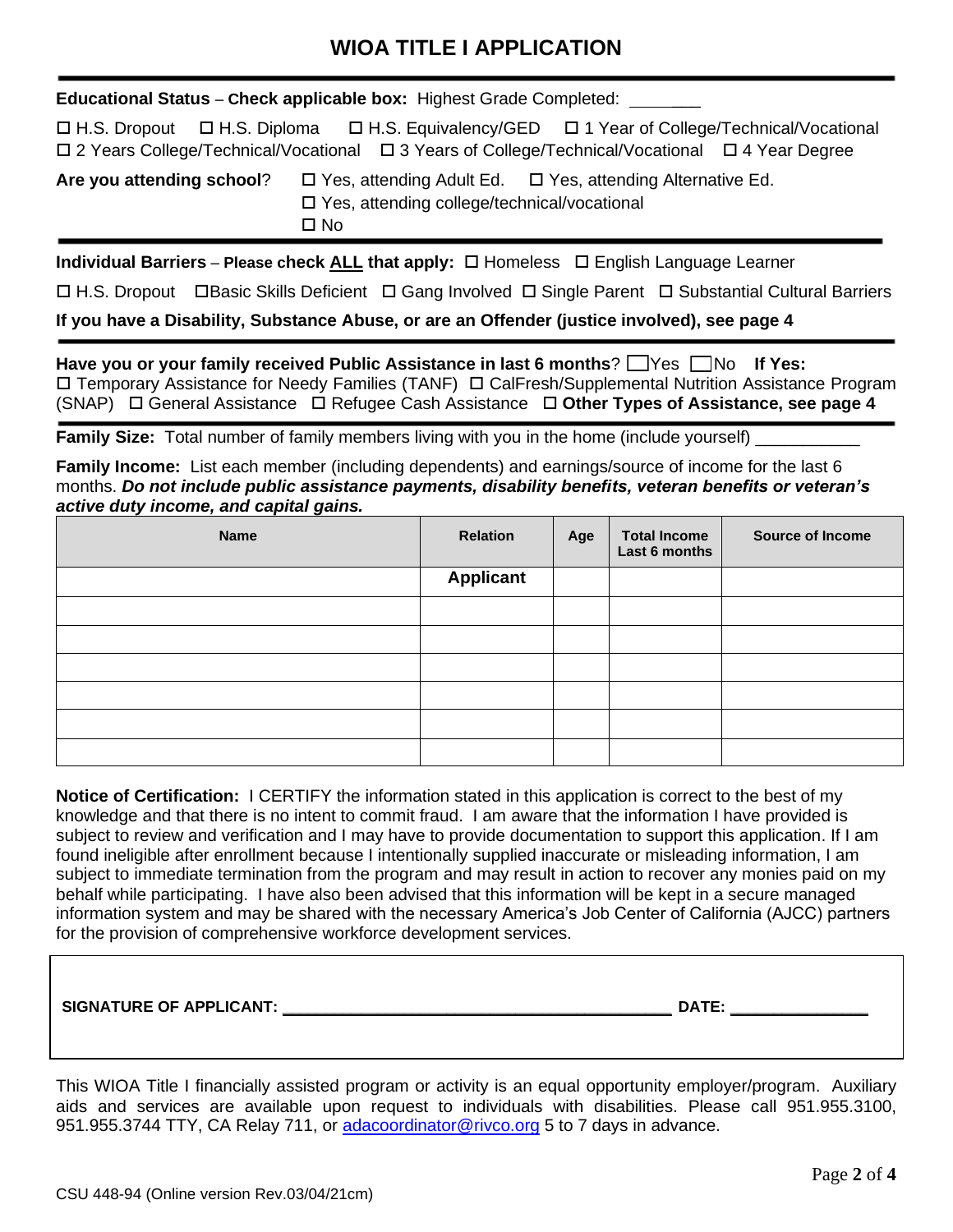# WIOA TITLE I APPLICATION

**Educational Status** – **Check applicable box:** Highest Grade Completed: ________

☐ H.S. Dropout ☐ H.S. Diploma ☐ H.S. Equivalency/GED ☐ 1 Year of College/Technical/Vocational
☐ 2 Years College/Technical/Vocational ☐ 3 Years of College/Technical/Vocational ☐ 4 Year Degree

**Are you attending school**? ☐ Yes, attending Adult Ed. ☐ Yes, attending Alternative Ed.
☐ Yes, attending college/technical/vocational
☐ No

---

**Individual Barriers** – **Please check ALL that apply:** ☐ Homeless ☐ English Language Learner

☐ H.S. Dropout ☐ Basic Skills Deficient ☐ Gang Involved ☐ Single Parent ☐ Substantial Cultural Barriers

**If you have a Disability, Substance Abuse, or are an Offender (justice involved), see page 4**

---

**Have you or your family received Public Assistance in last 6 months**? ☐ Yes ☐ No **If Yes:**
☐ Temporary Assistance for Needy Families (TANF) ☐ CalFresh/Supplemental Nutrition Assistance Program (SNAP) ☐ General Assistance ☐ Refugee Cash Assistance ☐ **Other Types of Assistance, see page 4**

---

**Family Size:** Total number of family members living with you in the home (include yourself) ___________

**Family Income:** List each member (including dependents) and earnings/source of income for the last 6 months. ***Do not include public assistance payments, disability benefits, veteran benefits or veteran's active duty income, and capital gains.***

| Name | Relation | Age | Total Income Last 6 months | Source of Income |
|---|---|---|---|---|
| | **Applicant** | | | |
| | | | | |
| | | | | |
| | | | | |
| | | | | |
| | | | | |
| | | | | |

**Notice of Certification:** I CERTIFY the information stated in this application is correct to the best of my knowledge and that there is no intent to commit fraud. I am aware that the information I have provided is subject to review and verification and I may have to provide documentation to support this application. If I am found ineligible after enrollment because I intentionally supplied inaccurate or misleading information, I am subject to immediate termination from the program and may result in action to recover any monies paid on my behalf while participating. I have also been advised that this information will be kept in a secure managed information system and may be shared with the necessary America's Job Center of California (AJCC) partners for the provision of comprehensive workforce development services.

**SIGNATURE OF APPLICANT:** ____________________________________________ **DATE:** _______________

This WIOA Title I financially assisted program or activity is an equal opportunity employer/program. Auxiliary aids and services are available upon request to individuals with disabilities. Please call 951.955.3100, 951.955.3744 TTY, CA Relay 711, or adacoordinator@rivco.org 5 to 7 days in advance.

CSU 448-94 (Online version Rev.03/04/21cm)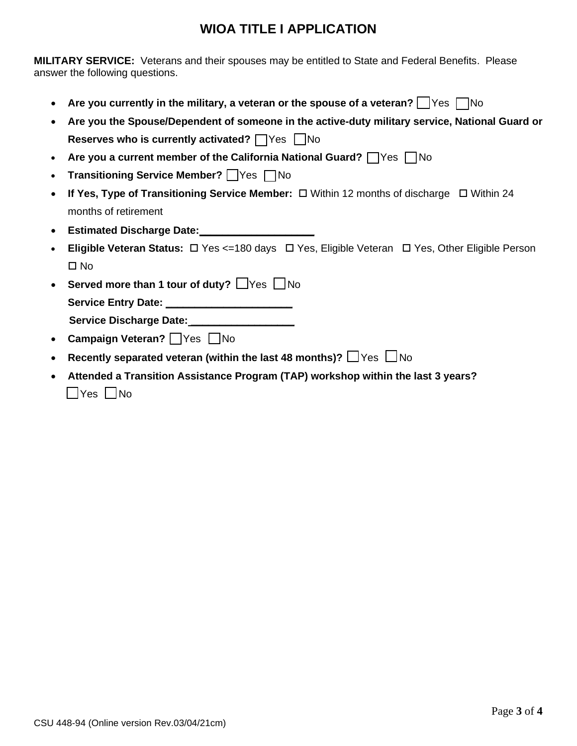# WIOA TITLE I APPLICATION

**MILITARY SERVICE:** Veterans and their spouses may be entitled to State and Federal Benefits. Please answer the following questions.

- **Are you currently in the military, a veteran or the spouse of a veteran?** ☐ Yes ☐ No
- **Are you the Spouse/Dependent of someone in the active-duty military service, National Guard or Reserves who is currently activated?** ☐ Yes ☐ No
- **Are you a current member of the California National Guard?** ☐ Yes ☐ No
- **Transitioning Service Member?** ☐ Yes ☐ No
- **If Yes, Type of Transitioning Service Member:** ☐ Within 12 months of discharge ☐ Within 24 months of retirement
- **Estimated Discharge Date:**___________________
- **Eligible Veteran Status:** ☐ Yes <=180 days ☐ Yes, Eligible Veteran ☐ Yes, Other Eligible Person ☐ No
- **Served more than 1 tour of duty?** ☐ Yes ☐ No

  **Service Entry Date:** _____________________

  **Service Discharge Date:**_________________
- **Campaign Veteran?** ☐ Yes ☐ No
- **Recently separated veteran (within the last 48 months)?** ☐ Yes ☐ No
- **Attended a Transition Assistance Program (TAP) workshop within the last 3 years?**

  ☐ Yes ☐ No

CSU 448-94 (Online version Rev.03/04/21cm)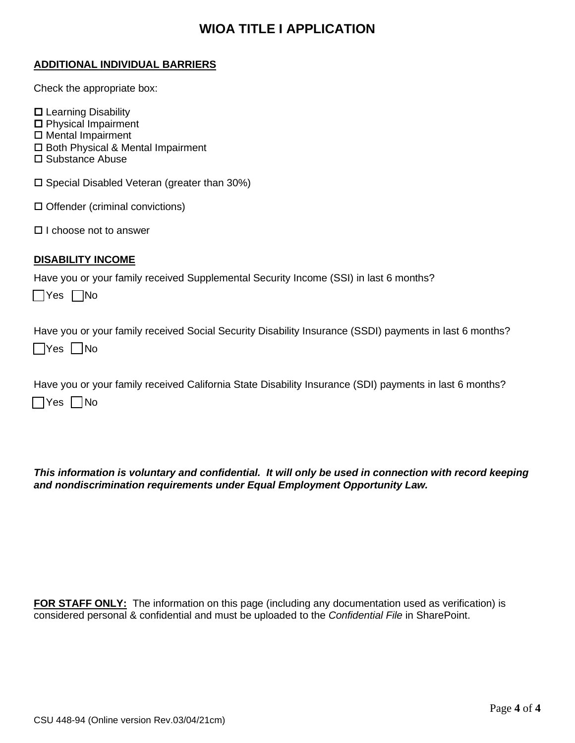# WIOA TITLE I APPLICATION

**ADDITIONAL INDIVIDUAL BARRIERS**

Check the appropriate box:

☐ Learning Disability
☐ Physical Impairment
☐ Mental Impairment
☐ Both Physical & Mental Impairment
☐ Substance Abuse

☐ Special Disabled Veteran (greater than 30%)

☐ Offender (criminal convictions)

☐ I choose not to answer

**DISABILITY INCOME**

Have you or your family received Supplemental Security Income (SSI) in last 6 months?

☐ Yes ☐ No

Have you or your family received Social Security Disability Insurance (SSDI) payments in last 6 months?

☐ Yes ☐ No

Have you or your family received California State Disability Insurance (SDI) payments in last 6 months?

☐ Yes ☐ No

***This information is voluntary and confidential. It will only be used in connection with record keeping and nondiscrimination requirements under Equal Employment Opportunity Law.***

**FOR STAFF ONLY:** The information on this page (including any documentation used as verification) is considered personal & confidential and must be uploaded to the *Confidential File* in SharePoint.

CSU 448-94 (Online version Rev.03/04/21cm)